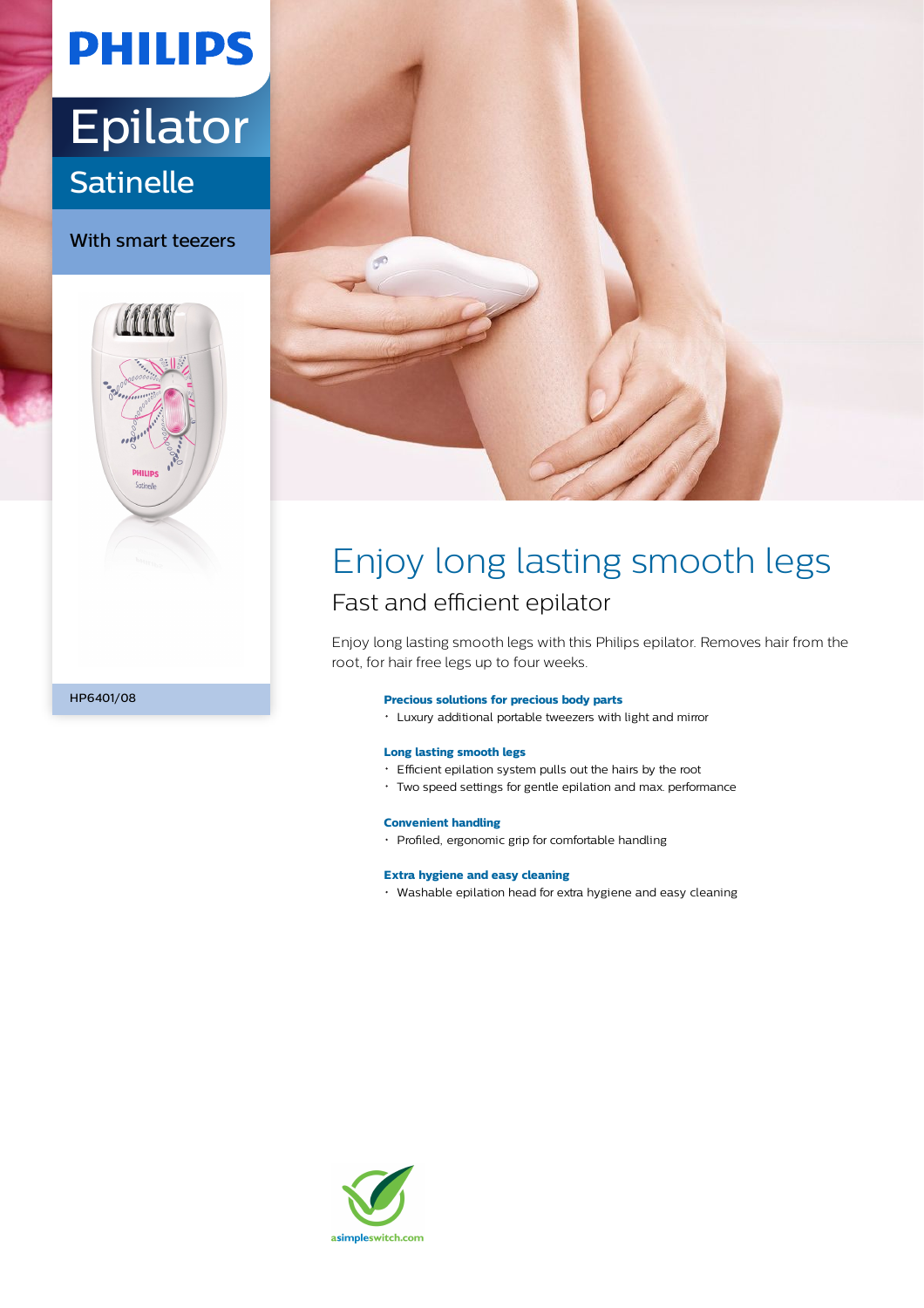PHILIPS

# Epilator

## Satinelle

With smart teezers

HP6401/08

# Enjoy long lasting smooth legs

## Fast and efficient epilator

Enjoy long lasting smooth legs with this Philips epilator. Removes hair from the root, for hair free legs up to four weeks.

**Precious solutions for precious body parts**

- Luxury additional portable tweezers with light and mirror

**Long lasting smooth legs**

- Efficient epilation system pulls out the hairs by the root
- Two speed settings for gentle epilation and max. performance

**Convenient handling**

- Profiled, ergonomic grip for comfortable handling

**Extra hygiene and easy cleaning**

- Washable epilation head for extra hygiene and easy cleaning

asimpleswitch.com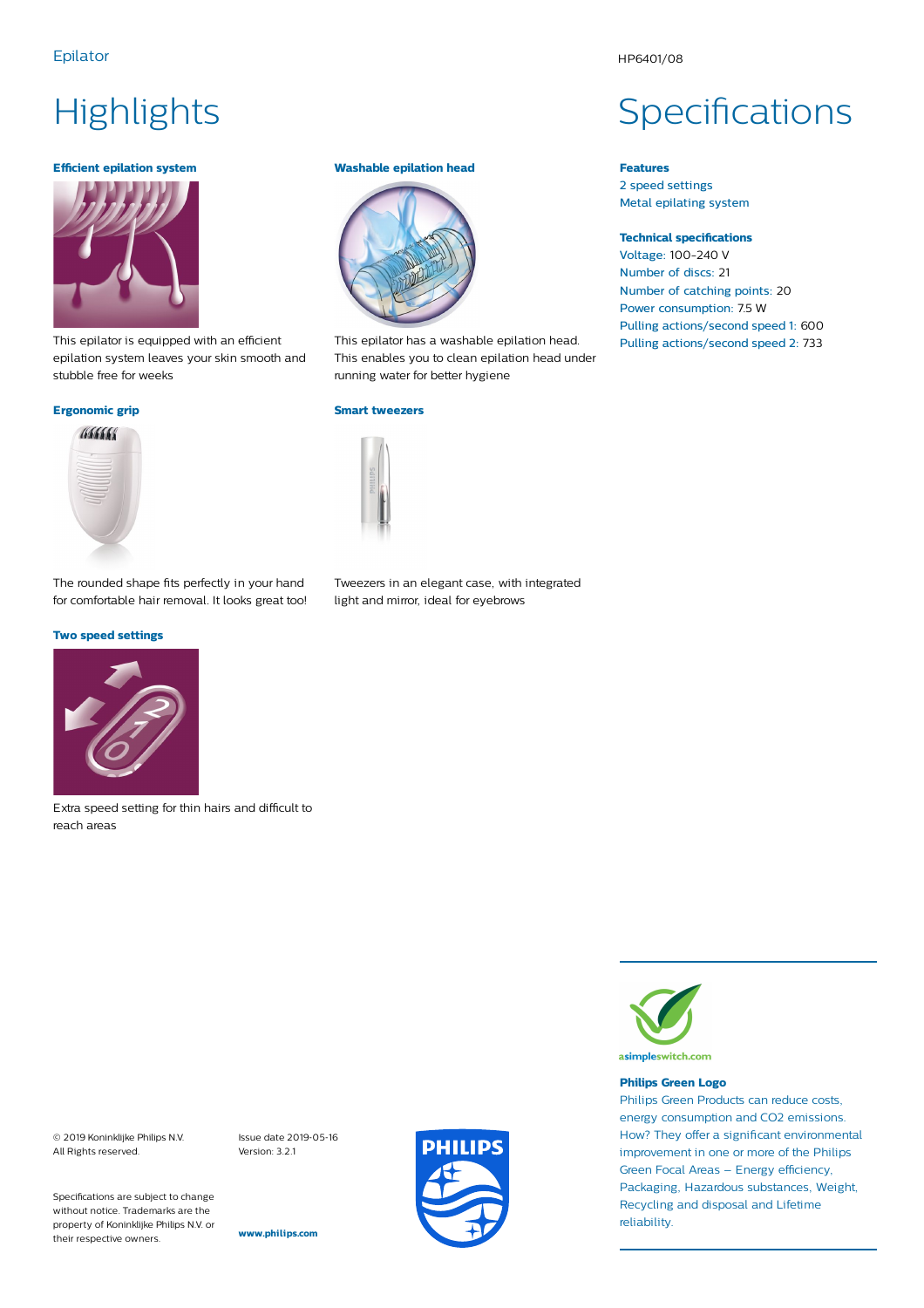Epilator

HP6401/08

# Highlights

### Efficient epilation system

This epilator is equipped with an efficient epilation system leaves your skin smooth and stubble free for weeks

### Washable epilation head

This epilator has a washable epilation head. This enables you to clean epilation head under running water for better hygiene

### Ergonomic grip

The rounded shape fits perfectly in your hand for comfortable hair removal. It looks great too!

### Smart tweezers

Tweezers in an elegant case, with integrated light and mirror, ideal for eyebrows

### Two speed settings

Extra speed setting for thin hairs and difficult to reach areas

# Specifications

### Features

- 2 speed settings
- Metal epilating system

### Technical specifications

- Voltage: 100-240 V
- Number of discs: 21
- Number of catching points: 20
- Power consumption: 7.5 W
- Pulling actions/second speed 1: 600
- Pulling actions/second speed 2: 733

asimpleswitch.com

### Philips Green Logo

Philips Green Products can reduce costs, energy consumption and CO2 emissions. How? They offer a significant environmental improvement in one or more of the Philips Green Focal Areas – Energy efficiency, Packaging, Hazardous substances, Weight, Recycling and disposal and Lifetime reliability.

© 2019 Koninklijke Philips N.V.
All Rights reserved.

Specifications are subject to change without notice. Trademarks are the property of Koninklijke Philips N.V. or their respective owners.

Issue date 2019-05-16
Version: 3.2.1

www.philips.com